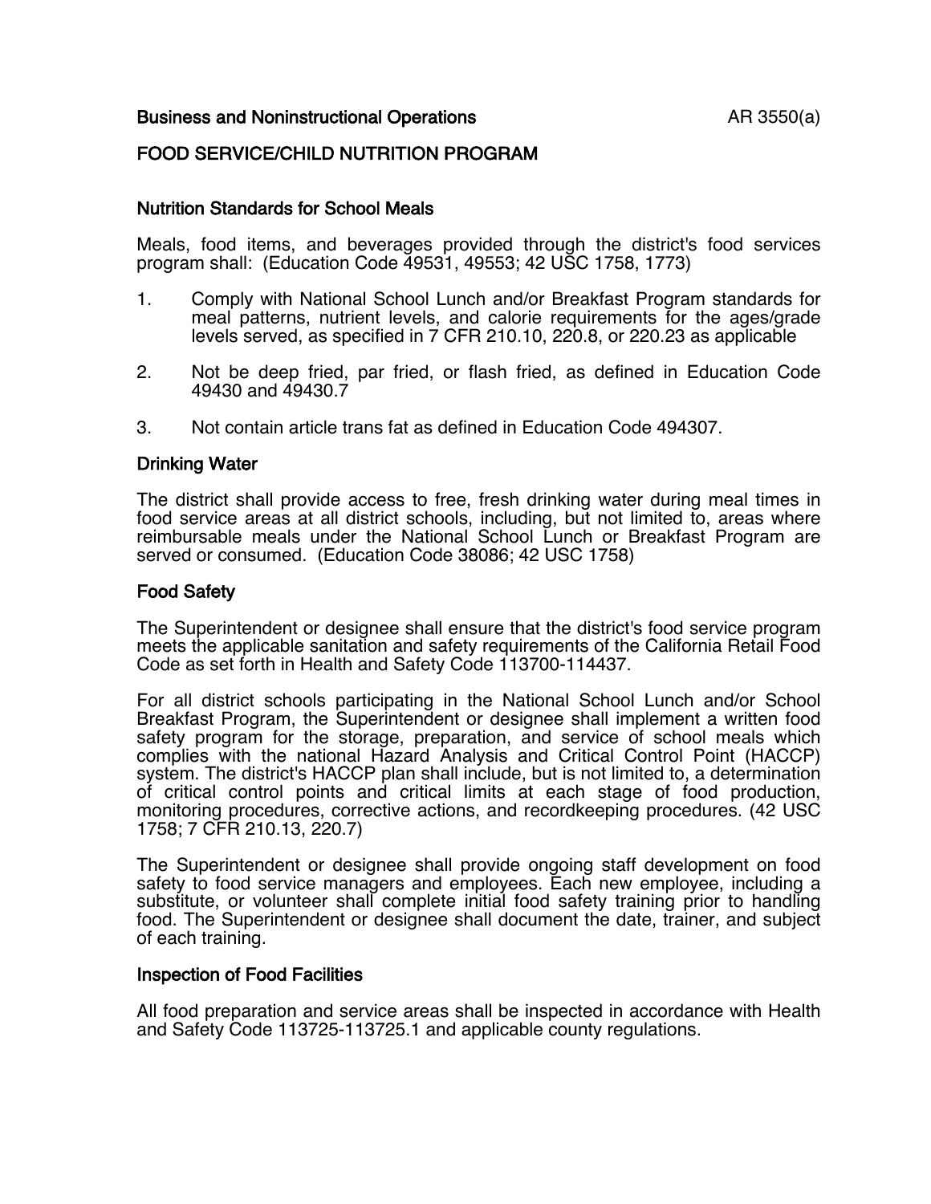Business and Noninstructional Operations

# FOOD SERVICE/CHILD NUTRITION PROGRAM

## Nutrition Standards for School Meals

Meals, food items, and beverages provided through the district's food services program shall: (Education Code 49531, 49553; 42 USC 1758, 1773)

1. Comply with National School Lunch and/or Breakfast Program standards for meal patterns, nutrient levels, and calorie requirements for the ages/grade levels served, as specified in 7 CFR 210.10, 220.8, or 220.23 as applicable

2. Not be deep fried, par fried, or flash fried, as defined in Education Code 49430 and 49430.7

3. Not contain article trans fat as defined in Education Code 494307.

## Drinking Water

The district shall provide access to free, fresh drinking water during meal times in food service areas at all district schools, including, but not limited to, areas where reimbursable meals under the National School Lunch or Breakfast Program are served or consumed. (Education Code 38086; 42 USC 1758)

## Food Safety

The Superintendent or designee shall ensure that the district's food service program meets the applicable sanitation and safety requirements of the California Retail Food Code as set forth in Health and Safety Code 113700-114437.

For all district schools participating in the National School Lunch and/or School Breakfast Program, the Superintendent or designee shall implement a written food safety program for the storage, preparation, and service of school meals which complies with the national Hazard Analysis and Critical Control Point (HACCP) system. The district's HACCP plan shall include, but is not limited to, a determination of critical control points and critical limits at each stage of food production, monitoring procedures, corrective actions, and recordkeeping procedures. (42 USC 1758; 7 CFR 210.13, 220.7)

The Superintendent or designee shall provide ongoing staff development on food safety to food service managers and employees. Each new employee, including a substitute, or volunteer shall complete initial food safety training prior to handling food. The Superintendent or designee shall document the date, trainer, and subject of each training.

## Inspection of Food Facilities

All food preparation and service areas shall be inspected in accordance with Health and Safety Code 113725-113725.1 and applicable county regulations.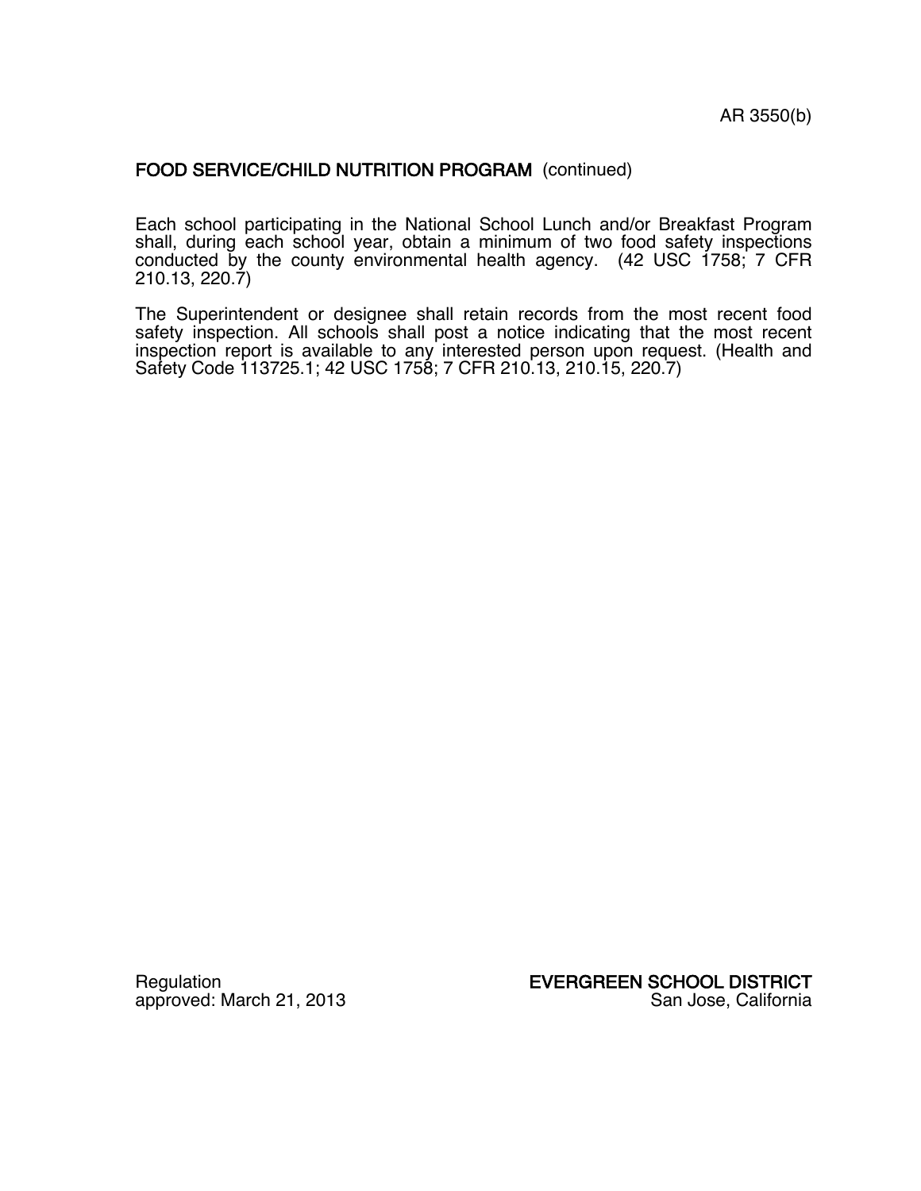## FOOD SERVICE/CHILD NUTRITION PROGRAM (continued)

Each school participating in the National School Lunch and/or Breakfast Program shall, during each school year, obtain a minimum of two food safety inspections conducted by the county environmental health agency. (42 USC 1758; 7 CFR 210.13, 220.7)

The Superintendent or designee shall retain records from the most recent food safety inspection. All schools shall post a notice indicating that the most recent inspection report is available to any interested person upon request. (Health and Safety Code 113725.1; 42 USC 1758; 7 CFR 210.13, 210.15, 220.7)

Regulation
approved: March 21, 2013

**EVERGREEN SCHOOL DISTRICT**
San Jose, California